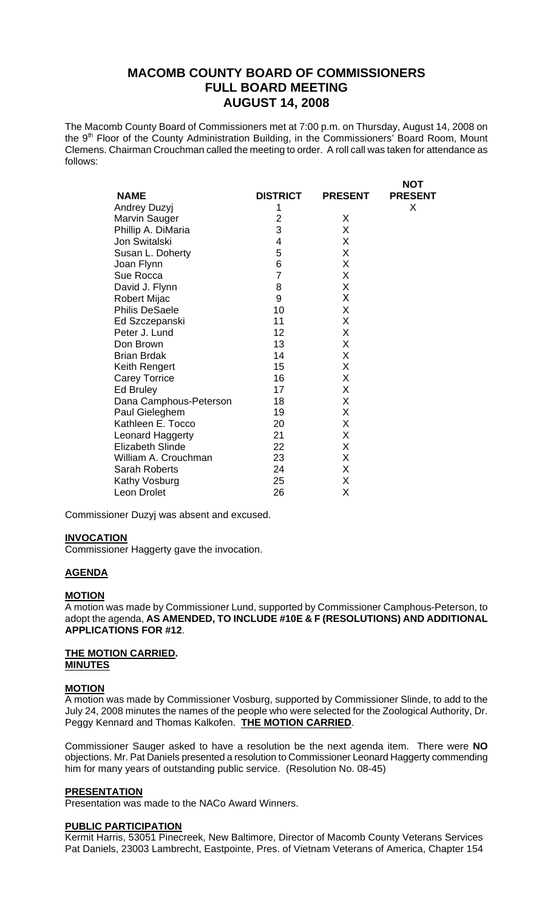# MACOMB COUNTY BOARD OF COMMISSIONERS
# FULL BOARD MEETING
# AUGUST 14, 2008

The Macomb County Board of Commissioners met at 7:00 p.m. on Thursday, August 14, 2008 on the 9th Floor of the County Administration Building, in the Commissioners' Board Room, Mount Clemens. Chairman Crouchman called the meeting to order. A roll call was taken for attendance as follows:

| NAME | DISTRICT | PRESENT | NOT PRESENT |
|---|---|---|---|
| Andrey Duzyj | 1 | | X |
| Marvin Sauger | 2 | X | |
| Phillip A. DiMaria | 3 | X | |
| Jon Switalski | 4 | X | |
| Susan L. Doherty | 5 | X | |
| Joan Flynn | 6 | X | |
| Sue Rocca | 7 | X | |
| David J. Flynn | 8 | X | |
| Robert Mijac | 9 | X | |
| Philis DeSaele | 10 | X | |
| Ed Szczepanski | 11 | X | |
| Peter J. Lund | 12 | X | |
| Don Brown | 13 | X | |
| Brian Brdak | 14 | X | |
| Keith Rengert | 15 | X | |
| Carey Torrice | 16 | X | |
| Ed Bruley | 17 | X | |
| Dana Camphous-Peterson | 18 | X | |
| Paul Gieleghem | 19 | X | |
| Kathleen E. Tocco | 20 | X | |
| Leonard Haggerty | 21 | X | |
| Elizabeth Slinde | 22 | X | |
| William A. Crouchman | 23 | X | |
| Sarah Roberts | 24 | X | |
| Kathy Vosburg | 25 | X | |
| Leon Drolet | 26 | X | |

Commissioner Duzyj was absent and excused.

**INVOCATION**

Commissioner Haggerty gave the invocation.

**AGENDA**

**MOTION**

A motion was made by Commissioner Lund, supported by Commissioner Camphous-Peterson, to adopt the agenda, **AS AMENDED, TO INCLUDE #10E & F (RESOLUTIONS) AND ADDITIONAL APPLICATIONS FOR #12**.

**THE MOTION CARRIED.**

**MINUTES**

**MOTION**

A motion was made by Commissioner Vosburg, supported by Commissioner Slinde, to add to the July 24, 2008 minutes the names of the people who were selected for the Zoological Authority, Dr. Peggy Kennard and Thomas Kalkofen. **THE MOTION CARRIED**.

Commissioner Sauger asked to have a resolution be the next agenda item. There were **NO** objections. Mr. Pat Daniels presented a resolution to Commissioner Leonard Haggerty commending him for many years of outstanding public service. (Resolution No. 08-45)

**PRESENTATION**

Presentation was made to the NACo Award Winners.

**PUBLIC PARTICIPATION**

Kermit Harris, 53051 Pinecreek, New Baltimore, Director of Macomb County Veterans Services
Pat Daniels, 23003 Lambrecht, Eastpointe, Pres. of Vietnam Veterans of America, Chapter 154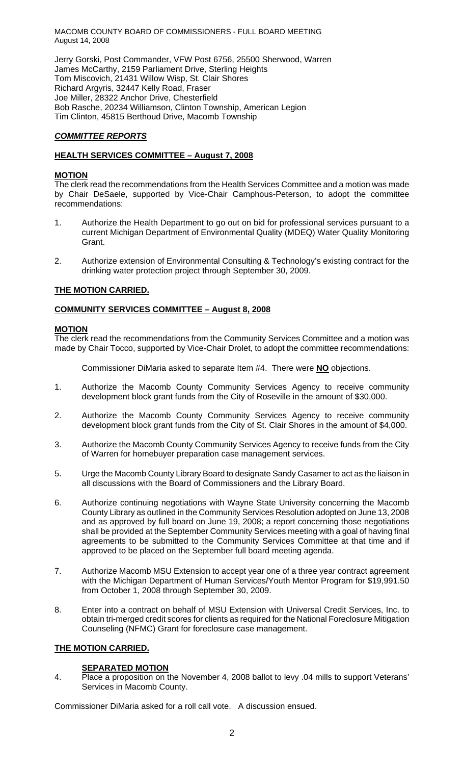Jerry Gorski, Post Commander, VFW Post 6756, 25500 Sherwood, Warren
James McCarthy, 2159 Parliament Drive, Sterling Heights
Tom Miscovich, 21431 Willow Wisp, St. Clair Shores
Richard Argyris, 32447 Kelly Road, Fraser
Joe Miller, 28322 Anchor Drive, Chesterfield
Bob Rasche, 20234 Williamson, Clinton Township, American Legion
Tim Clinton, 45815 Berthoud Drive, Macomb Township

## ***COMMITTEE REPORTS***

### **HEALTH SERVICES COMMITTEE – August 7, 2008**

**MOTION**

The clerk read the recommendations from the Health Services Committee and a motion was made by Chair DeSaele, supported by Vice-Chair Camphous-Peterson, to adopt the committee recommendations:

1. Authorize the Health Department to go out on bid for professional services pursuant to a current Michigan Department of Environmental Quality (MDEQ) Water Quality Monitoring Grant.

2. Authorize extension of Environmental Consulting & Technology's existing contract for the drinking water protection project through September 30, 2009.

**THE MOTION CARRIED.**

### **COMMUNITY SERVICES COMMITTEE – August 8, 2008**

**MOTION**

The clerk read the recommendations from the Community Services Committee and a motion was made by Chair Tocco, supported by Vice-Chair Drolet, to adopt the committee recommendations:

Commissioner DiMaria asked to separate Item #4. There were **NO** objections.

1. Authorize the Macomb County Community Services Agency to receive community development block grant funds from the City of Roseville in the amount of $30,000.

2. Authorize the Macomb County Community Services Agency to receive community development block grant funds from the City of St. Clair Shores in the amount of $4,000.

3. Authorize the Macomb County Community Services Agency to receive funds from the City of Warren for homebuyer preparation case management services.

5. Urge the Macomb County Library Board to designate Sandy Casamer to act as the liaison in all discussions with the Board of Commissioners and the Library Board.

6. Authorize continuing negotiations with Wayne State University concerning the Macomb County Library as outlined in the Community Services Resolution adopted on June 13, 2008 and as approved by full board on June 19, 2008; a report concerning those negotiations shall be provided at the September Community Services meeting with a goal of having final agreements to be submitted to the Community Services Committee at that time and if approved to be placed on the September full board meeting agenda.

7. Authorize Macomb MSU Extension to accept year one of a three year contract agreement with the Michigan Department of Human Services/Youth Mentor Program for $19,991.50 from October 1, 2008 through September 30, 2009.

8. Enter into a contract on behalf of MSU Extension with Universal Credit Services, Inc. to obtain tri-merged credit scores for clients as required for the National Foreclosure Mitigation Counseling (NFMC) Grant for foreclosure case management.

**THE MOTION CARRIED.**

**SEPARATED MOTION**

4. Place a proposition on the November 4, 2008 ballot to levy .04 mills to support Veterans' Services in Macomb County.

Commissioner DiMaria asked for a roll call vote. A discussion ensued.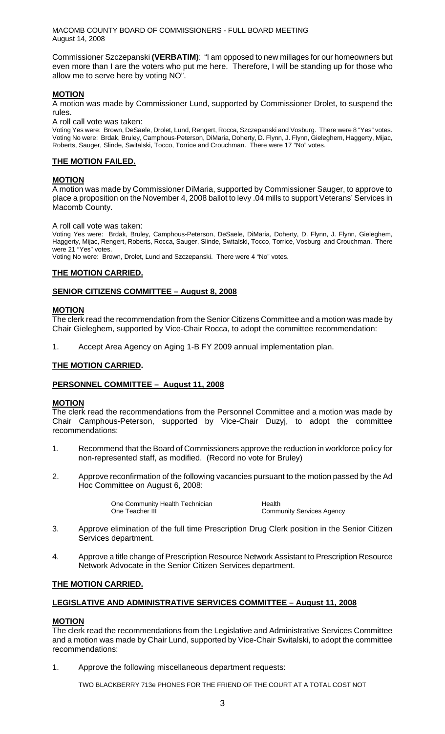Commissioner Szczepanski **(VERBATIM)**: "I am opposed to new millages for our homeowners but even more than I are the voters who put me here. Therefore, I will be standing up for those who allow me to serve here by voting NO".

**MOTION**

A motion was made by Commissioner Lund, supported by Commissioner Drolet, to suspend the rules.

A roll call vote was taken:

Voting Yes were: Brown, DeSaele, Drolet, Lund, Rengert, Rocca, Szczepanski and Vosburg. There were 8 "Yes" votes.
Voting No were: Brdak, Bruley, Camphous-Peterson, DiMaria, Doherty, D. Flynn, J. Flynn, Gieleghem, Haggerty, Mijac, Roberts, Sauger, Slinde, Switalski, Tocco, Torrice and Crouchman. There were 17 "No" votes.

**THE MOTION FAILED.**

**MOTION**

A motion was made by Commissioner DiMaria, supported by Commissioner Sauger, to approve to place a proposition on the November 4, 2008 ballot to levy .04 mills to support Veterans' Services in Macomb County.

A roll call vote was taken:

Voting Yes were: Brdak, Bruley, Camphous-Peterson, DeSaele, DiMaria, Doherty, D. Flynn, J. Flynn, Gieleghem, Haggerty, Mijac, Rengert, Roberts, Rocca, Sauger, Slinde, Switalski, Tocco, Torrice, Vosburg and Crouchman. There were 21 "Yes" votes.
Voting No were: Brown, Drolet, Lund and Szczepanski. There were 4 "No" votes.

**THE MOTION CARRIED.**

**SENIOR CITIZENS COMMITTEE – August 8, 2008**

**MOTION**

The clerk read the recommendation from the Senior Citizens Committee and a motion was made by Chair Gieleghem, supported by Vice-Chair Rocca, to adopt the committee recommendation:

1. Accept Area Agency on Aging 1-B FY 2009 annual implementation plan.

**THE MOTION CARRIED.**

**PERSONNEL COMMITTEE – August 11, 2008**

**MOTION**

The clerk read the recommendations from the Personnel Committee and a motion was made by Chair Camphous-Peterson, supported by Vice-Chair Duzyj, to adopt the committee recommendations:

1. Recommend that the Board of Commissioners approve the reduction in workforce policy for non-represented staff, as modified. (Record no vote for Bruley)

2. Approve reconfirmation of the following vacancies pursuant to the motion passed by the Ad Hoc Committee on August 6, 2008:

   One Community Health Technician — Health
   One Teacher III — Community Services Agency

3. Approve elimination of the full time Prescription Drug Clerk position in the Senior Citizen Services department.

4. Approve a title change of Prescription Resource Network Assistant to Prescription Resource Network Advocate in the Senior Citizen Services department.

**THE MOTION CARRIED.**

**LEGISLATIVE AND ADMINISTRATIVE SERVICES COMMITTEE – August 11, 2008**

**MOTION**

The clerk read the recommendations from the Legislative and Administrative Services Committee and a motion was made by Chair Lund, supported by Vice-Chair Switalski, to adopt the committee recommendations:

1. Approve the following miscellaneous department requests:

   TWO BLACKBERRY 713e PHONES FOR THE FRIEND OF THE COURT AT A TOTAL COST NOT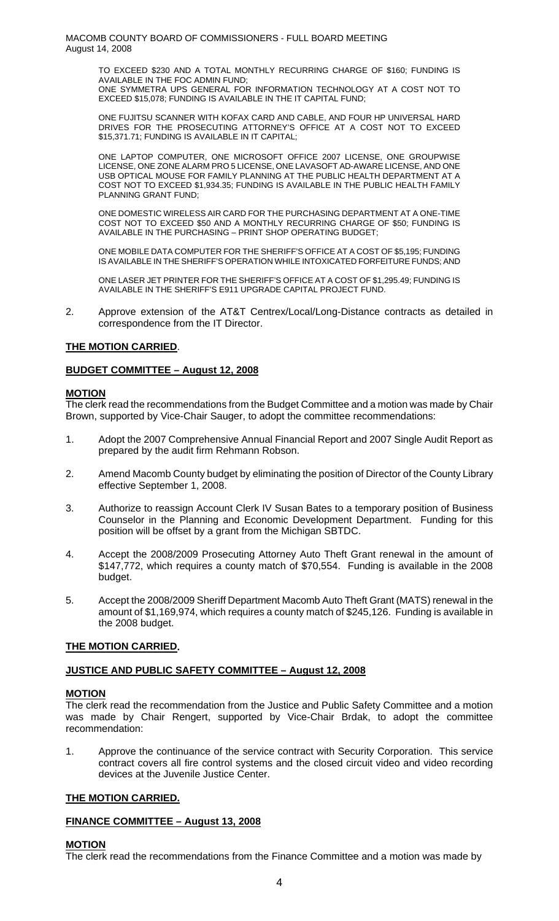TO EXCEED $230 AND A TOTAL MONTHLY RECURRING CHARGE OF $160; FUNDING IS AVAILABLE IN THE FOC ADMIN FUND;
ONE SYMMETRA UPS GENERAL FOR INFORMATION TECHNOLOGY AT A COST NOT TO EXCEED $15,078; FUNDING IS AVAILABLE IN THE IT CAPITAL FUND;

ONE FUJITSU SCANNER WITH KOFAX CARD AND CABLE, AND FOUR HP UNIVERSAL HARD DRIVES FOR THE PROSECUTING ATTORNEY'S OFFICE AT A COST NOT TO EXCEED $15,371.71; FUNDING IS AVAILABLE IN IT CAPITAL;

ONE LAPTOP COMPUTER, ONE MICROSOFT OFFICE 2007 LICENSE, ONE GROUPWISE LICENSE, ONE ZONE ALARM PRO 5 LICENSE, ONE LAVASOFT AD-AWARE LICENSE, AND ONE USB OPTICAL MOUSE FOR FAMILY PLANNING AT THE PUBLIC HEALTH DEPARTMENT AT A COST NOT TO EXCEED $1,934.35; FUNDING IS AVAILABLE IN THE PUBLIC HEALTH FAMILY PLANNING GRANT FUND;

ONE DOMESTIC WIRELESS AIR CARD FOR THE PURCHASING DEPARTMENT AT A ONE-TIME COST NOT TO EXCEED $50 AND A MONTHLY RECURRING CHARGE OF $50; FUNDING IS AVAILABLE IN THE PURCHASING – PRINT SHOP OPERATING BUDGET;

ONE MOBILE DATA COMPUTER FOR THE SHERIFF'S OFFICE AT A COST OF $5,195; FUNDING IS AVAILABLE IN THE SHERIFF'S OPERATION WHILE INTOXICATED FORFEITURE FUNDS; AND

ONE LASER JET PRINTER FOR THE SHERIFF'S OFFICE AT A COST OF $1,295.49; FUNDING IS AVAILABLE IN THE SHERIFF'S E911 UPGRADE CAPITAL PROJECT FUND.

2. Approve extension of the AT&T Centrex/Local/Long-Distance contracts as detailed in correspondence from the IT Director.

**THE MOTION CARRIED**.

**BUDGET COMMITTEE – August 12, 2008**

**MOTION**

The clerk read the recommendations from the Budget Committee and a motion was made by Chair Brown, supported by Vice-Chair Sauger, to adopt the committee recommendations:

1. Adopt the 2007 Comprehensive Annual Financial Report and 2007 Single Audit Report as prepared by the audit firm Rehmann Robson.

2. Amend Macomb County budget by eliminating the position of Director of the County Library effective September 1, 2008.

3. Authorize to reassign Account Clerk IV Susan Bates to a temporary position of Business Counselor in the Planning and Economic Development Department. Funding for this position will be offset by a grant from the Michigan SBTDC.

4. Accept the 2008/2009 Prosecuting Attorney Auto Theft Grant renewal in the amount of $147,772, which requires a county match of $70,554. Funding is available in the 2008 budget.

5. Accept the 2008/2009 Sheriff Department Macomb Auto Theft Grant (MATS) renewal in the amount of $1,169,974, which requires a county match of $245,126. Funding is available in the 2008 budget.

**THE MOTION CARRIED.**

**JUSTICE AND PUBLIC SAFETY COMMITTEE – August 12, 2008**

**MOTION**

The clerk read the recommendation from the Justice and Public Safety Committee and a motion was made by Chair Rengert, supported by Vice-Chair Brdak, to adopt the committee recommendation:

1. Approve the continuance of the service contract with Security Corporation. This service contract covers all fire control systems and the closed circuit video and video recording devices at the Juvenile Justice Center.

**THE MOTION CARRIED.**

**FINANCE COMMITTEE – August 13, 2008**

**MOTION**

The clerk read the recommendations from the Finance Committee and a motion was made by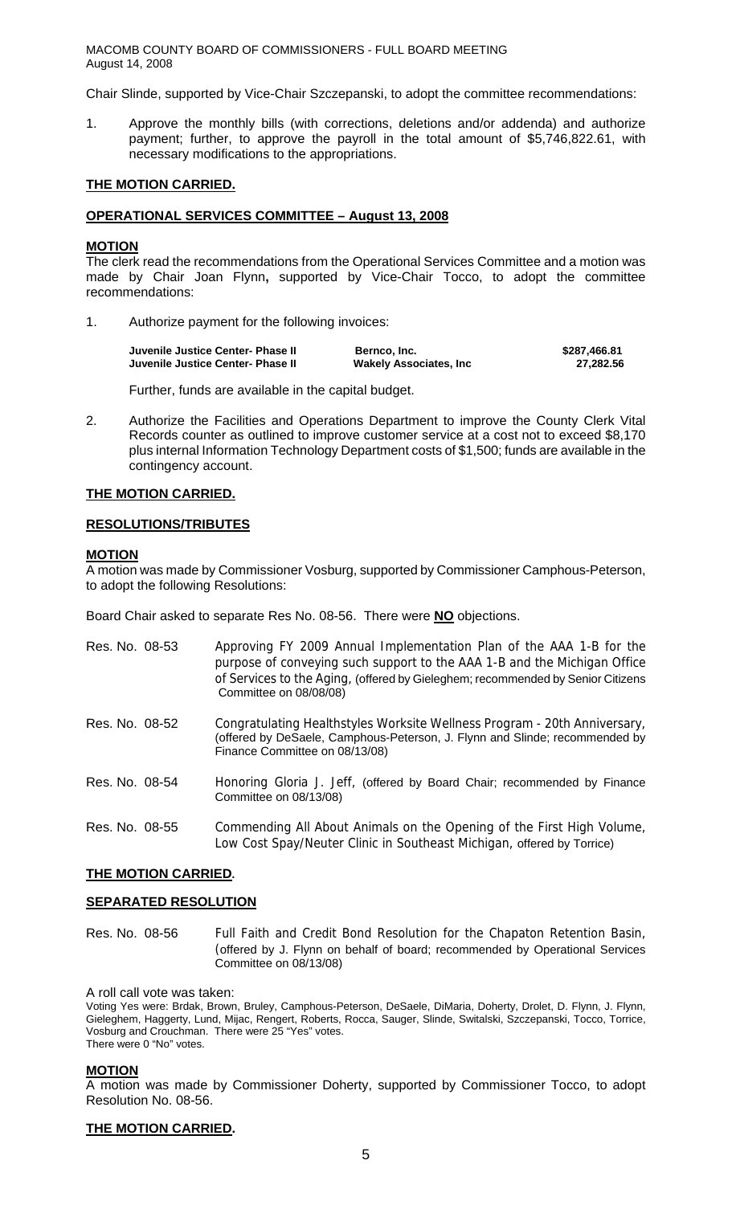Chair Slinde, supported by Vice-Chair Szczepanski, to adopt the committee recommendations:

1. Approve the monthly bills (with corrections, deletions and/or addenda) and authorize payment; further, to approve the payroll in the total amount of $5,746,822.61, with necessary modifications to the appropriations.

**THE MOTION CARRIED.**

**OPERATIONAL SERVICES COMMITTEE – August 13, 2008**

**MOTION**

The clerk read the recommendations from the Operational Services Committee and a motion was made by Chair Joan Flynn**,** supported by Vice-Chair Tocco, to adopt the committee recommendations:

1. Authorize payment for the following invoices:

| | | |
|---|---|---|
| **Juvenile Justice Center- Phase II** | **Bernco, Inc.** | **$287,466.81** |
| **Juvenile Justice Center- Phase II** | **Wakely Associates, Inc** | **27,282.56** |

   Further, funds are available in the capital budget.

2. Authorize the Facilities and Operations Department to improve the County Clerk Vital Records counter as outlined to improve customer service at a cost not to exceed $8,170 plus internal Information Technology Department costs of $1,500; funds are available in the contingency account.

**THE MOTION CARRIED.**

**RESOLUTIONS/TRIBUTES**

**MOTION**

A motion was made by Commissioner Vosburg, supported by Commissioner Camphous-Peterson, to adopt the following Resolutions:

Board Chair asked to separate Res No. 08-56. There were **NO** objections.

Res. No. 08-53 Approving FY 2009 Annual Implementation Plan of the AAA 1-B for the purpose of conveying such support to the AAA 1-B and the Michigan Office of Services to the Aging, (offered by Gieleghem; recommended by Senior Citizens Committee on 08/08/08)

Res. No. 08-52 Congratulating Healthstyles Worksite Wellness Program - 20th Anniversary, (offered by DeSaele, Camphous-Peterson, J. Flynn and Slinde; recommended by Finance Committee on 08/13/08)

Res. No. 08-54 Honoring Gloria J. Jeff, (offered by Board Chair; recommended by Finance Committee on 08/13/08)

Res. No. 08-55 Commending All About Animals on the Opening of the First High Volume, Low Cost Spay/Neuter Clinic in Southeast Michigan, offered by Torrice)

**THE MOTION CARRIED**.

**SEPARATED RESOLUTION**

Res. No. 08-56 Full Faith and Credit Bond Resolution for the Chapaton Retention Basin, (offered by J. Flynn on behalf of board; recommended by Operational Services Committee on 08/13/08)

A roll call vote was taken:

Voting Yes were: Brdak, Brown, Bruley, Camphous-Peterson, DeSaele, DiMaria, Doherty, Drolet, D. Flynn, J. Flynn, Gieleghem, Haggerty, Lund, Mijac, Rengert, Roberts, Rocca, Sauger, Slinde, Switalski, Szczepanski, Tocco, Torrice, Vosburg and Crouchman. There were 25 "Yes" votes.
There were 0 "No" votes.

**MOTION**

A motion was made by Commissioner Doherty, supported by Commissioner Tocco, to adopt Resolution No. 08-56.

**THE MOTION CARRIED.**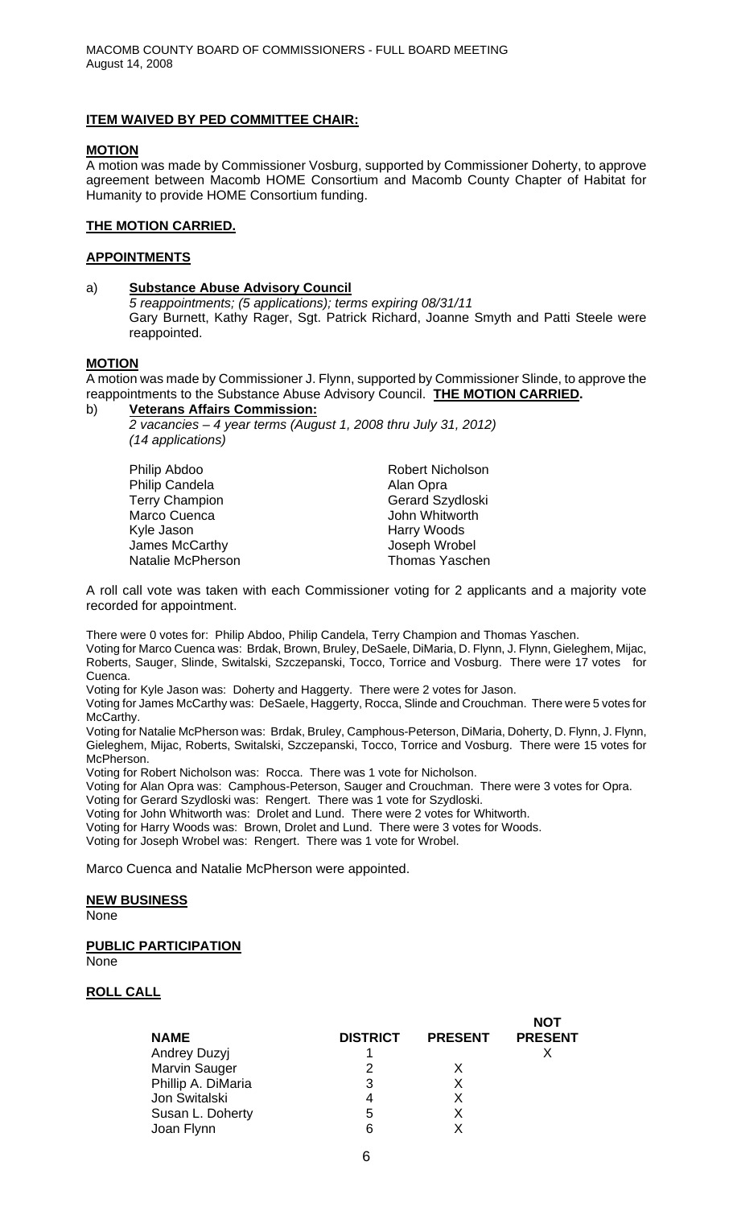### **ITEM WAIVED BY PED COMMITTEE CHAIR:**

**MOTION**

A motion was made by Commissioner Vosburg, supported by Commissioner Doherty, to approve agreement between Macomb HOME Consortium and Macomb County Chapter of Habitat for Humanity to provide HOME Consortium funding.

**THE MOTION CARRIED.**

**APPOINTMENTS**

a) **Substance Abuse Advisory Council**

*5 reappointments; (5 applications); terms expiring 08/31/11*

Gary Burnett, Kathy Rager, Sgt. Patrick Richard, Joanne Smyth and Patti Steele were reappointed.

**MOTION**

A motion was made by Commissioner J. Flynn, supported by Commissioner Slinde, to approve the reappointments to the Substance Abuse Advisory Council. **THE MOTION CARRIED.**

b) **Veterans Affairs Commission:**

*2 vacancies – 4 year terms (August 1, 2008 thru July 31, 2012)*

*(14 applications)*

Philip Abdoo
Philip Candela
Terry Champion
Marco Cuenca
Kyle Jason
James McCarthy
Natalie McPherson
Robert Nicholson
Alan Opra
Gerard Szydloski
John Whitworth
Harry Woods
Joseph Wrobel
Thomas Yaschen

A roll call vote was taken with each Commissioner voting for 2 applicants and a majority vote recorded for appointment.

There were 0 votes for: Philip Abdoo, Philip Candela, Terry Champion and Thomas Yaschen.

Voting for Marco Cuenca was: Brdak, Brown, Bruley, DeSaele, DiMaria, D. Flynn, J. Flynn, Gieleghem, Mijac, Roberts, Sauger, Slinde, Switalski, Szczepanski, Tocco, Torrice and Vosburg. There were 17 votes for Cuenca.

Voting for Kyle Jason was: Doherty and Haggerty. There were 2 votes for Jason.

Voting for James McCarthy was: DeSaele, Haggerty, Rocca, Slinde and Crouchman. There were 5 votes for McCarthy.

Voting for Natalie McPherson was: Brdak, Bruley, Camphous-Peterson, DiMaria, Doherty, D. Flynn, J. Flynn, Gieleghem, Mijac, Roberts, Switalski, Szczepanski, Tocco, Torrice and Vosburg. There were 15 votes for McPherson.

Voting for Robert Nicholson was: Rocca. There was 1 vote for Nicholson.

Voting for Alan Opra was: Camphous-Peterson, Sauger and Crouchman. There were 3 votes for Opra.

Voting for Gerard Szydloski was: Rengert. There was 1 vote for Szydloski.

Voting for John Whitworth was: Drolet and Lund. There were 2 votes for Whitworth.

Voting for Harry Woods was: Brown, Drolet and Lund. There were 3 votes for Woods.

Voting for Joseph Wrobel was: Rengert. There was 1 vote for Wrobel.

Marco Cuenca and Natalie McPherson were appointed.

**NEW BUSINESS**

None

**PUBLIC PARTICIPATION**

None

**ROLL CALL**

| NAME | DISTRICT | PRESENT | NOT PRESENT |
|---|---|---|---|
| Andrey Duzyj | 1 | | X |
| Marvin Sauger | 2 | X | |
| Phillip A. DiMaria | 3 | X | |
| Jon Switalski | 4 | X | |
| Susan L. Doherty | 5 | X | |
| Joan Flynn | 6 | X | |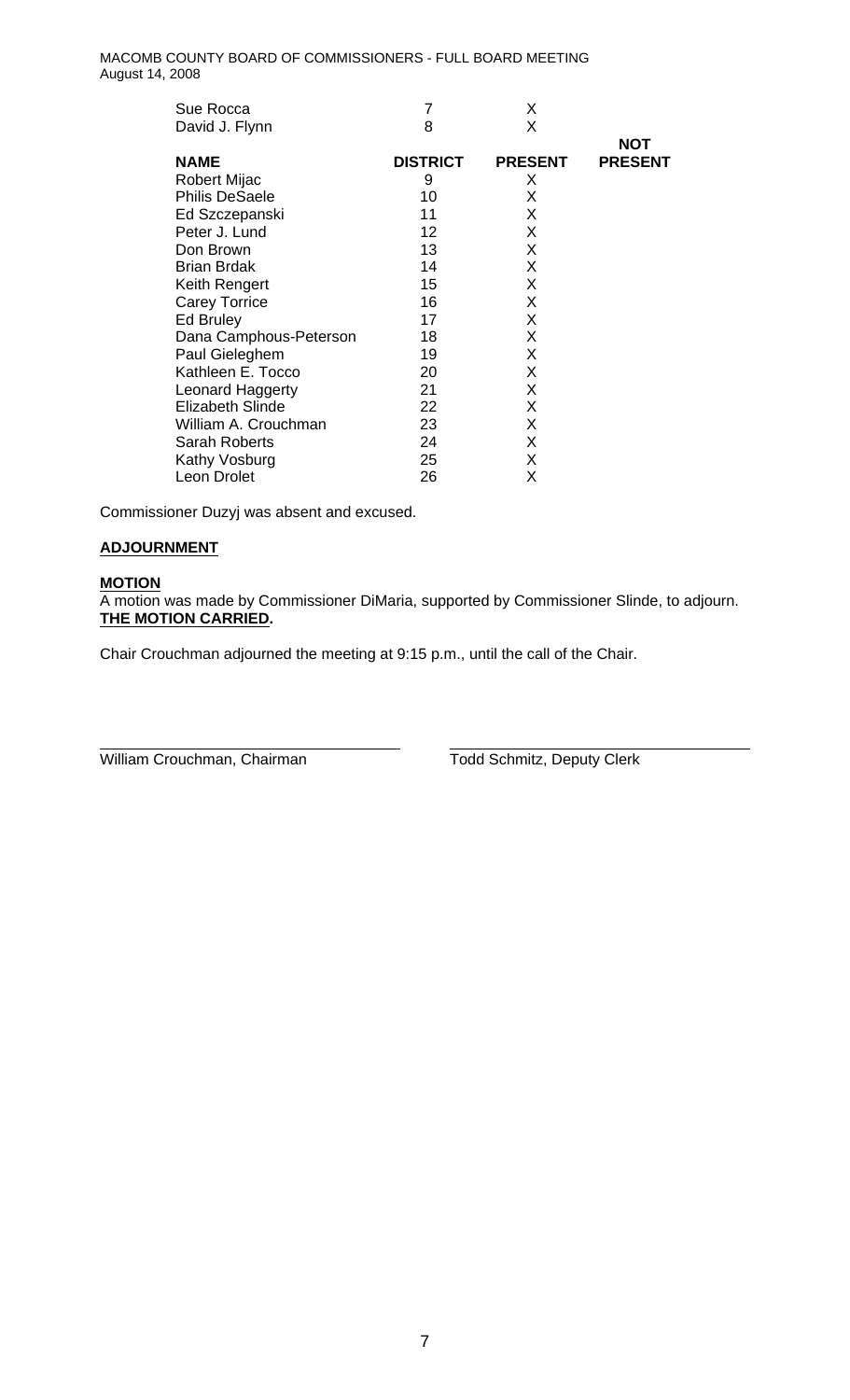| | | | |
|---|---|---|---|
| Sue Rocca | 7 | X | |
| David J. Flynn | 8 | X | |
| **NAME** | **DISTRICT** | **PRESENT** | **NOT PRESENT** |
| Robert Mijac | 9 | X | |
| Philis DeSaele | 10 | X | |
| Ed Szczepanski | 11 | X | |
| Peter J. Lund | 12 | X | |
| Don Brown | 13 | X | |
| Brian Brdak | 14 | X | |
| Keith Rengert | 15 | X | |
| Carey Torrice | 16 | X | |
| Ed Bruley | 17 | X | |
| Dana Camphous-Peterson | 18 | X | |
| Paul Gieleghem | 19 | X | |
| Kathleen E. Tocco | 20 | X | |
| Leonard Haggerty | 21 | X | |
| Elizabeth Slinde | 22 | X | |
| William A. Crouchman | 23 | X | |
| Sarah Roberts | 24 | X | |
| Kathy Vosburg | 25 | X | |
| Leon Drolet | 26 | X | |

Commissioner Duzyj was absent and excused.

**ADJOURNMENT**

**MOTION**

A motion was made by Commissioner DiMaria, supported by Commissioner Slinde, to adjourn. **THE MOTION CARRIED.**

Chair Crouchman adjourned the meeting at 9:15 p.m., until the call of the Chair.

William Crouchman, Chairman

Todd Schmitz, Deputy Clerk